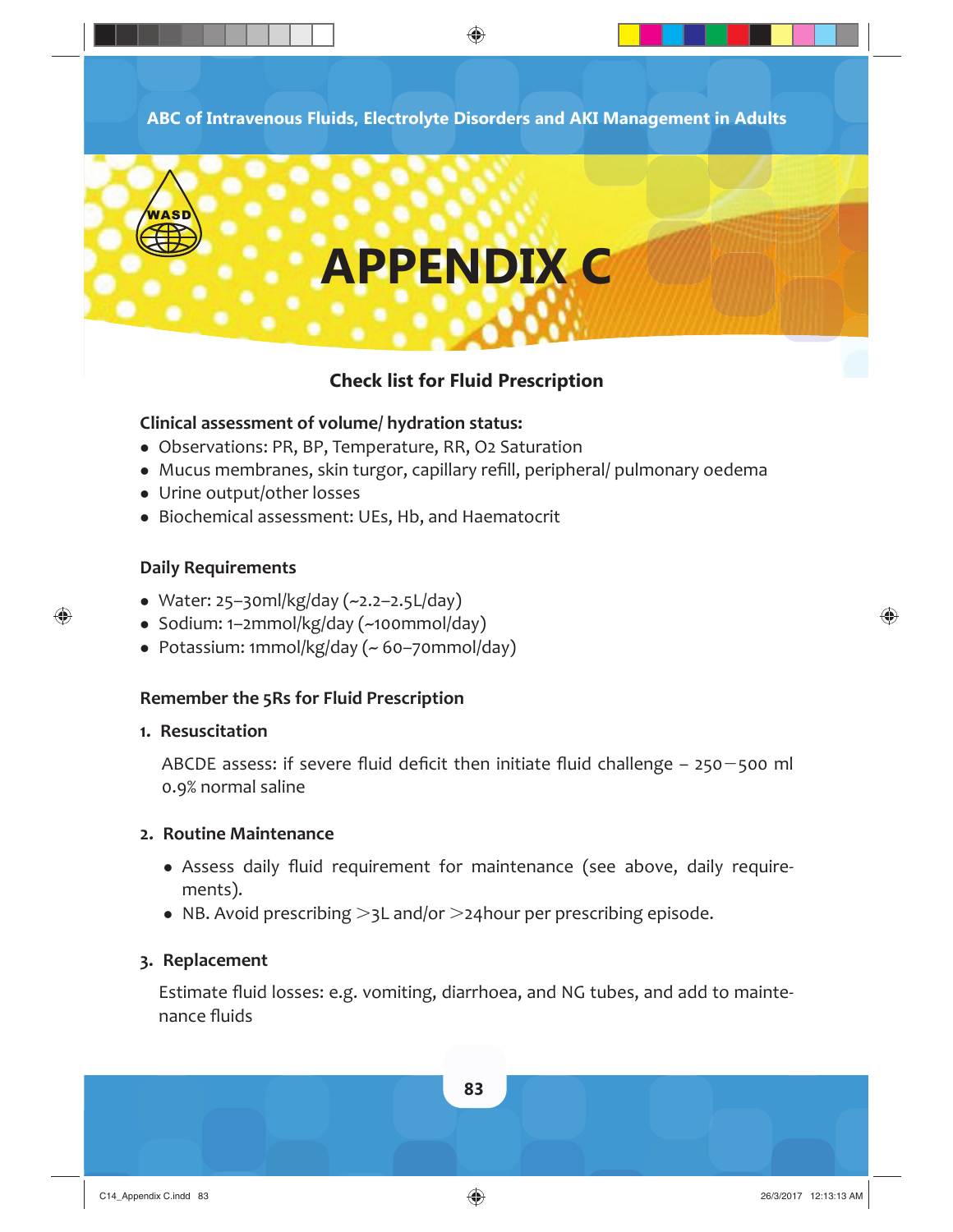# APPENDIX C

## Check list for Fluid Prescription

**Clinical assessment of volume/ hydration status:**

- Observations: PR, BP, Temperature, RR, $O_2$ Saturation
- Mucus membranes, skin turgor, capillary refill, peripheral/ pulmonary oedema
- Urine output/other losses
- Biochemical assessment: UEs, Hb, and Haematocrit

**Daily Requirements**

- Water: 25–30ml/kg/day (~2.2–2.5L/day)
- Sodium: 1–2mmol/kg/day (~100mmol/day)
- Potassium: 1mmol/kg/day (~ 60–70mmol/day)

**Remember the 5Rs for Fluid Prescription**

1. **Resuscitation**

   ABCDE assess: if severe fluid deficit then initiate fluid challenge – 250−500 ml 0.9% normal saline

2. **Routine Maintenance**

   - Assess daily fluid requirement for maintenance (see above, daily requirements).
   - NB. Avoid prescribing >3L and/or >24hour per prescribing episode.

3. **Replacement**

   Estimate fluid losses: e.g. vomiting, diarrhoea, and NG tubes, and add to maintenance fluids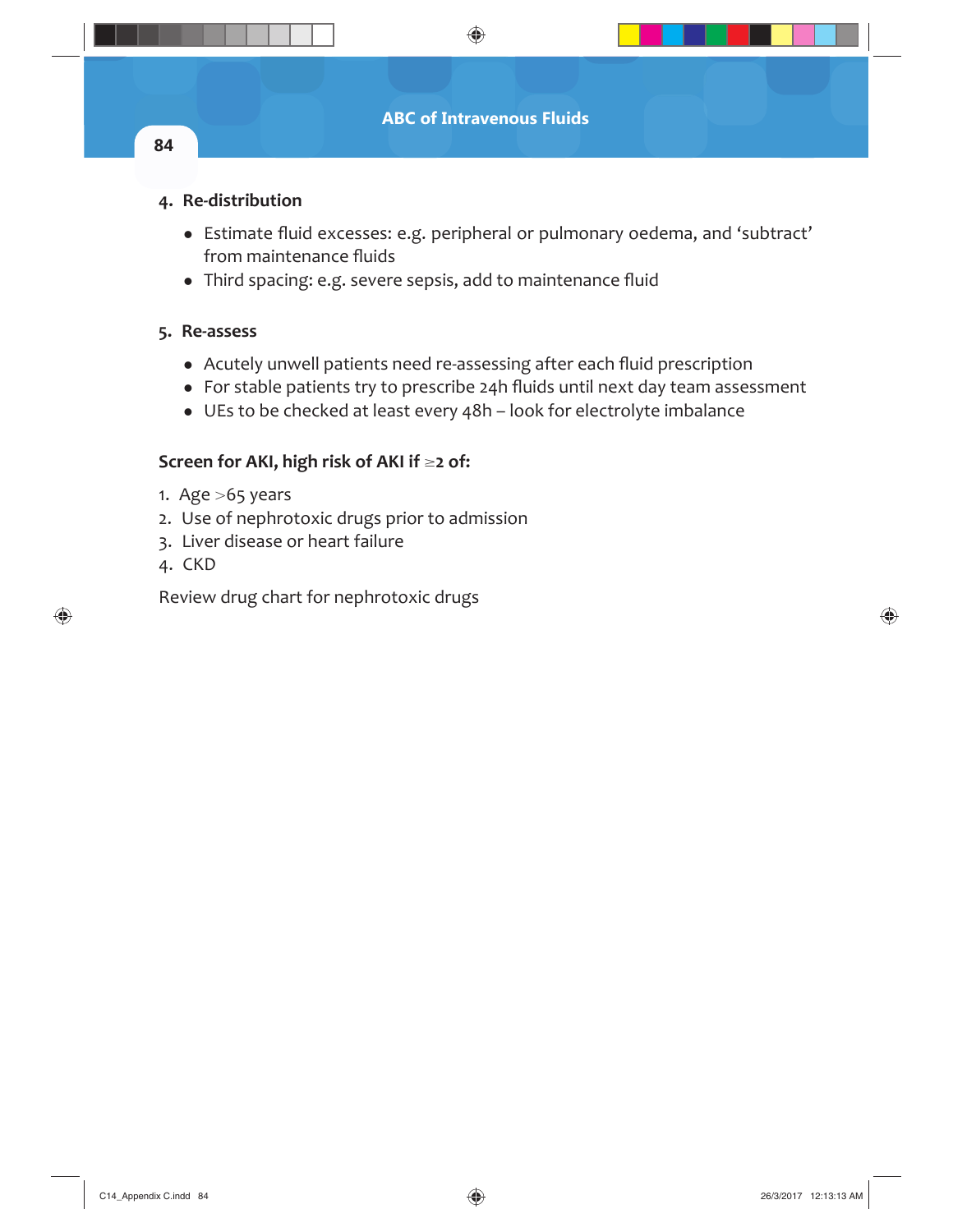4. **Re-distribution**

    - Estimate fluid excesses: e.g. peripheral or pulmonary oedema, and 'subtract' from maintenance fluids
    - Third spacing: e.g. severe sepsis, add to maintenance fluid

5. **Re-assess**

    - Acutely unwell patients need re-assessing after each fluid prescription
    - For stable patients try to prescribe 24h fluids until next day team assessment
    - UEs to be checked at least every 48h – look for electrolyte imbalance

**Screen for AKI, high risk of AKI if ≥2 of:**

1. Age >65 years
2. Use of nephrotoxic drugs prior to admission
3. Liver disease or heart failure
4. CKD

Review drug chart for nephrotoxic drugs